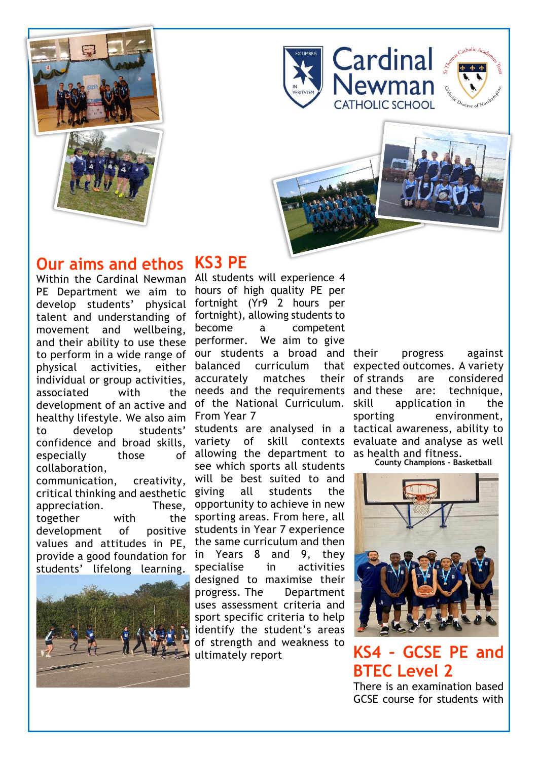# Cardinal Newman CATHOLIC SCHOOL

## Our aims and ethos

Within the Cardinal Newman PE Department we aim to develop students' physical talent and understanding of movement and wellbeing, and their ability to use these to perform in a wide range of physical activities, either individual or group activities, associated with the development of an active and healthy lifestyle. We also aim to develop students' confidence and broad skills, especially those of collaboration, communication, creativity, critical thinking and aesthetic appreciation. These, together with the development of positive values and attitudes in PE, provide a good foundation for students' lifelong learning.

## KS3 PE

All students will experience 4 hours of high quality PE per fortnight (Yr9 2 hours per fortnight), allowing students to become a competent performer. We aim to give our students a broad and balanced curriculum that accurately matches their needs and the requirements of the National Curriculum. From Year 7 students are analysed in a variety of skill contexts allowing the department to see which sports all students will be best suited to and giving all students the opportunity to achieve in new sporting areas. From here, all students in Year 7 experience the same curriculum and then in Years 8 and 9, they specialise in activities designed to maximise their progress. The Department uses assessment criteria and sport specific criteria to help identify the student's areas of strength and weakness to ultimately report their progress against expected outcomes. A variety of strands are considered and these are: technique, skill application in the sporting environment, tactical awareness, ability to evaluate and analyse as well as health and fitness.

**County Champions - Basketball**

## KS4 - GCSE PE and BTEC Level 2

There is an examination based GCSE course for students with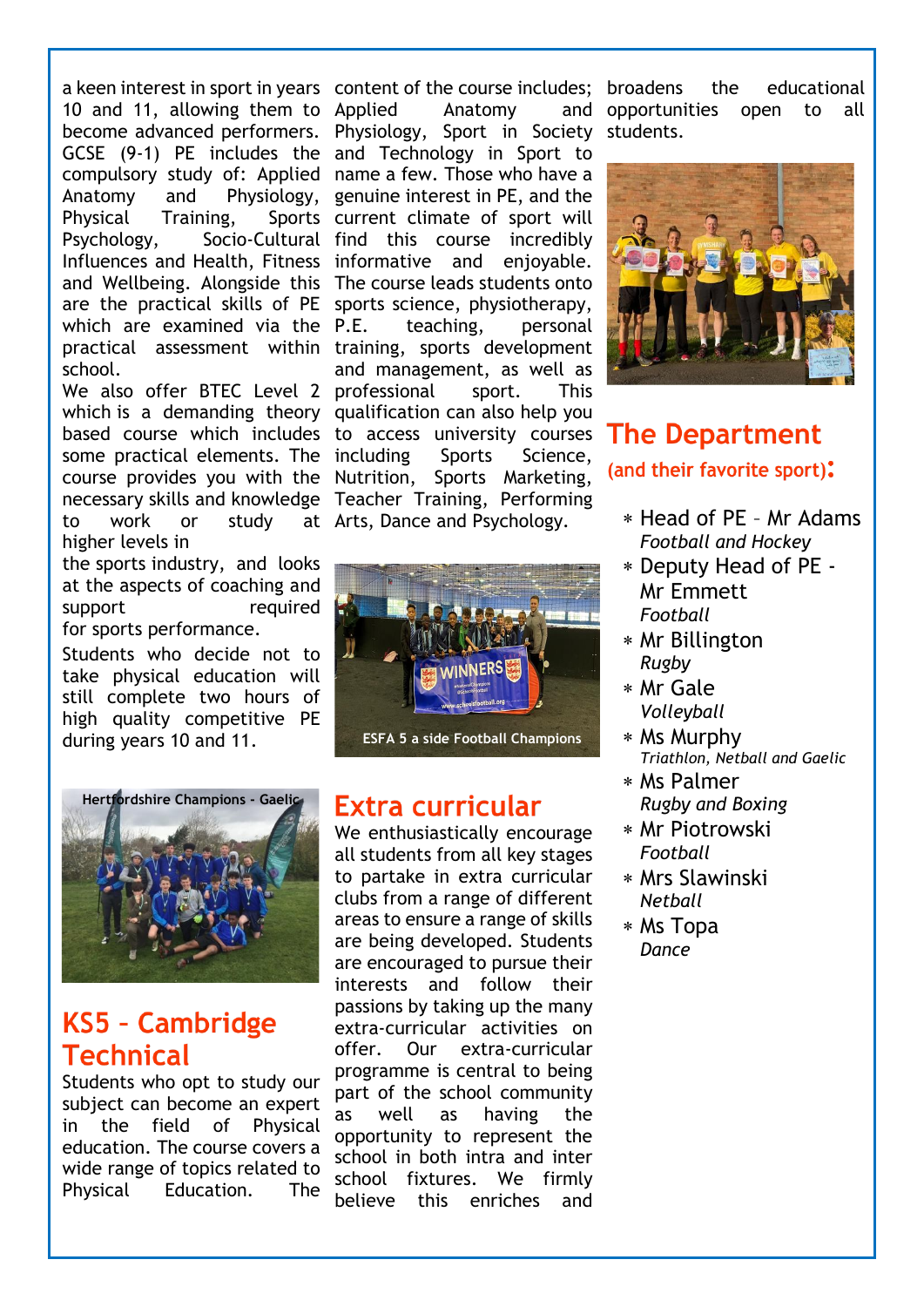a keen interest in sport in years 10 and 11, allowing them to become advanced performers. GCSE (9-1) PE includes the compulsory study of: Applied Anatomy and Physiology, Physical Training, Sports Psychology, Socio-Cultural Influences and Health, Fitness and Wellbeing. Alongside this are the practical skills of PE which are examined via the practical assessment within school.

We also offer BTEC Level 2 which is a demanding theory based course which includes some practical elements. The course provides you with the necessary skills and knowledge to work or study at higher levels in the sports industry, and looks at the aspects of coaching and support required for sports performance.

Students who decide not to take physical education will still complete two hours of high quality competitive PE during years 10 and 11.

Hertfordshire Champions - Gaelic

## KS5 – Cambridge Technical

Students who opt to study our subject can become an expert in the field of Physical education. The course covers a wide range of topics related to Physical Education. The content of the course includes; Applied Anatomy and Physiology, Sport in Society and Technology in Sport to name a few. Those who have a genuine interest in PE, and the current climate of sport will find this course incredibly informative and enjoyable. The course leads students onto sports science, physiotherapy, P.E. teaching, personal training, sports development and management, as well as professional sport. This qualification can also help you to access university courses including Sports Science, Nutrition, Sports Marketing, Teacher Training, Performing Arts, Dance and Psychology.

ESFA 5 a side Football Champions

## Extra curricular

We enthusiastically encourage all students from all key stages to partake in extra curricular clubs from a range of different areas to ensure a range of skills are being developed. Students are encouraged to pursue their interests and follow their passions by taking up the many extra-curricular activities on offer. Our extra-curricular programme is central to being part of the school community as well as having the opportunity to represent the school in both intra and inter school fixtures. We firmly believe this enriches and broadens the educational opportunities open to all students.

## The Department
### (and their favorite sport):

- Head of PE – Mr Adams
  *Football and Hockey*
- Deputy Head of PE - Mr Emmett
  *Football*
- Mr Billington
  *Rugby*
- Mr Gale
  *Volleyball*
- Ms Murphy
  *Triathlon, Netball and Gaelic*
- Ms Palmer
  *Rugby and Boxing*
- Mr Piotrowski
  *Football*
- Mrs Slawinski
  *Netball*
- Ms Topa
  *Dance*